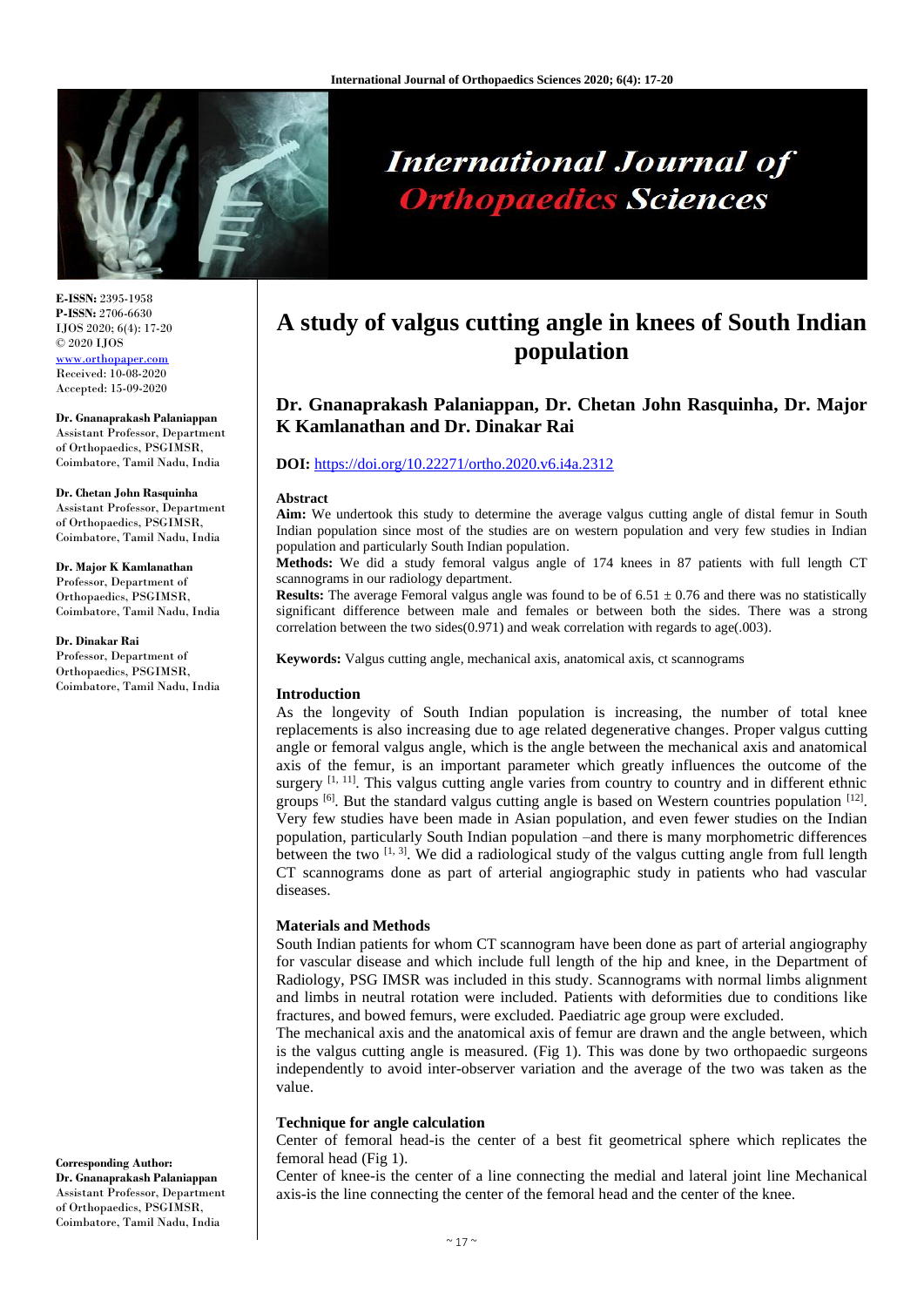**E-ISSN:** 2395-1958
**P-ISSN:** 2706-6630
IJOS 2020; 6(4): 17-20
© 2020 IJOS
www.orthopaper.com
Received: 10-08-2020
Accepted: 15-09-2020

**Dr. Gnanaprakash Palaniappan**
Assistant Professor, Department of Orthopaedics, PSGIMSR, Coimbatore, Tamil Nadu, India

**Dr. Chetan John Rasquinha**
Assistant Professor, Department of Orthopaedics, PSGIMSR, Coimbatore, Tamil Nadu, India

**Dr. Major K Kamlanathan**
Professor, Department of Orthopaedics, PSGIMSR, Coimbatore, Tamil Nadu, India

**Dr. Dinakar Rai**
Professor, Department of Orthopaedics, PSGIMSR, Coimbatore, Tamil Nadu, India

**Corresponding Author:**
**Dr. Gnanaprakash Palaniappan**
Assistant Professor, Department of Orthopaedics, PSGIMSR, Coimbatore, Tamil Nadu, India

# A study of valgus cutting angle in knees of South Indian population

**Dr. Gnanaprakash Palaniappan, Dr. Chetan John Rasquinha, Dr. Major K Kamlanathan and Dr. Dinakar Rai**

**DOI:** https://doi.org/10.22271/ortho.2020.v6.i4a.2312

### Abstract

**Aim:** We undertook this study to determine the average valgus cutting angle of distal femur in South Indian population since most of the studies are on western population and very few studies in Indian population and particularly South Indian population.

**Methods:** We did a study femoral valgus angle of 174 knees in 87 patients with full length CT scannograms in our radiology department.

**Results:** The average Femoral valgus angle was found to be of $6.51 \pm 0.76$ and there was no statistically significant difference between male and females or between both the sides. There was a strong correlation between the two sides(0.971) and weak correlation with regards to age(.003).

**Keywords:** Valgus cutting angle, mechanical axis, anatomical axis, ct scannograms

### Introduction

As the longevity of South Indian population is increasing, the number of total knee replacements is also increasing due to age related degenerative changes. Proper valgus cutting angle or femoral valgus angle, which is the angle between the mechanical axis and anatomical axis of the femur, is an important parameter which greatly influences the outcome of the surgery [1, 11]. This valgus cutting angle varies from country to country and in different ethnic groups [6]. But the standard valgus cutting angle is based on Western countries population [12]. Very few studies have been made in Asian population, and even fewer studies on the Indian population, particularly South Indian population –and there is many morphometric differences between the two [1, 3]. We did a radiological study of the valgus cutting angle from full length CT scannograms done as part of arterial angiographic study in patients who had vascular diseases.

### Materials and Methods

South Indian patients for whom CT scannogram have been done as part of arterial angiography for vascular disease and which include full length of the hip and knee, in the Department of Radiology, PSG IMSR was included in this study. Scannograms with normal limbs alignment and limbs in neutral rotation were included. Patients with deformities due to conditions like fractures, and bowed femurs, were excluded. Paediatric age group were excluded.

The mechanical axis and the anatomical axis of femur are drawn and the angle between, which is the valgus cutting angle is measured. (Fig 1). This was done by two orthopaedic surgeons independently to avoid inter-observer variation and the average of the two was taken as the value.

### Technique for angle calculation

Center of femoral head-is the center of a best fit geometrical sphere which replicates the femoral head (Fig 1).

Center of knee-is the center of a line connecting the medial and lateral joint line Mechanical axis-is the line connecting the center of the femoral head and the center of the knee.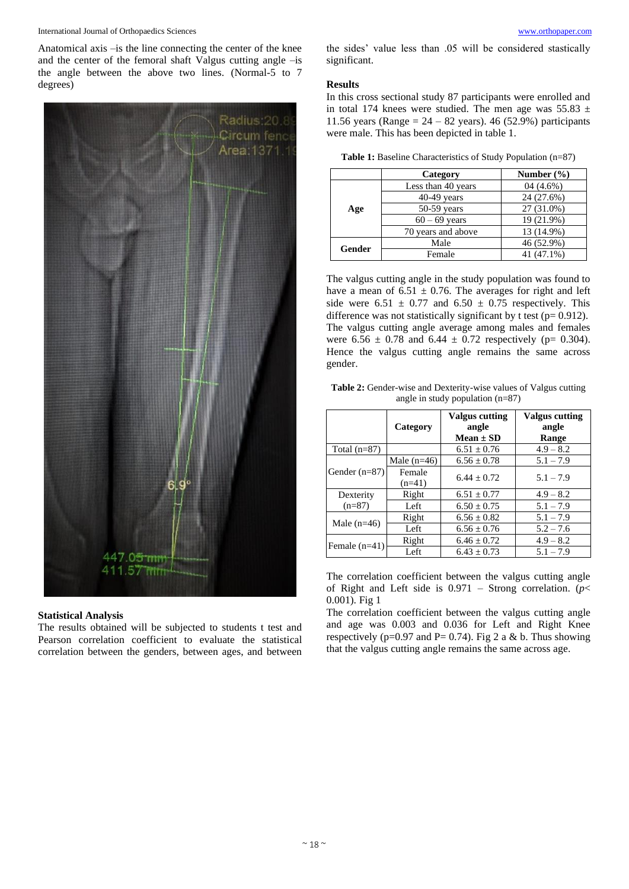Anatomical axis –is the line connecting the center of the knee and the center of the femoral shaft Valgus cutting angle –is the angle between the above two lines. (Normal-5 to 7 degrees)

Radius:20.8
Circum fence
Area:1371.1
6.9°
447.05 mm
411.57 mm

## Statistical Analysis

The results obtained will be subjected to students t test and Pearson correlation coefficient to evaluate the statistical correlation between the genders, between ages, and between the sides' value less than .05 will be considered stastically significant.

## Results

In this cross sectional study 87 participants were enrolled and in total 174 knees were studied. The men age was 55.83 ± 11.56 years (Range = 24 – 82 years). 46 (52.9%) participants were male. This has been depicted in table 1.

**Table 1:** Baseline Characteristics of Study Population (n=87)

| | Category | Number (%) |
|---|---|---|
| Age | Less than 40 years | 04 (4.6%) |
| | 40-49 years | 24 (27.6%) |
| | 50-59 years | 27 (31.0%) |
| | 60 – 69 years | 19 (21.9%) |
| | 70 years and above | 13 (14.9%) |
| Gender | Male | 46 (52.9%) |
| | Female | 41 (47.1%) |

The valgus cutting angle in the study population was found to have a mean of 6.51 ± 0.76. The averages for right and left side were 6.51 ± 0.77 and 6.50 ± 0.75 respectively. This difference was not statistically significant by t test (p= 0.912). The valgus cutting angle average among males and females were 6.56 ± 0.78 and 6.44 ± 0.72 respectively (p= 0.304). Hence the valgus cutting angle remains the same across gender.

**Table 2:** Gender-wise and Dexterity-wise values of Valgus cutting angle in study population (n=87)

| | Category | Valgus cutting angle Mean ± SD | Valgus cutting angle Range |
|---|---|---|---|
| Total (n=87) | | 6.51 ± 0.76 | 4.9 – 8.2 |
| Gender (n=87) | Male (n=46) | 6.56 ± 0.78 | 5.1 – 7.9 |
| | Female (n=41) | 6.44 ± 0.72 | 5.1 – 7.9 |
| Dexterity (n=87) | Right | 6.51 ± 0.77 | 4.9 – 8.2 |
| | Left | 6.50 ± 0.75 | 5.1 – 7.9 |
| Male (n=46) | Right | 6.56 ± 0.82 | 5.1 – 7.9 |
| | Left | 6.56 ± 0.76 | 5.2 – 7.6 |
| Female (n=41) | Right | 6.46 ± 0.72 | 4.9 – 8.2 |
| | Left | 6.43 ± 0.73 | 5.1 – 7.9 |

The correlation coefficient between the valgus cutting angle of Right and Left side is 0.971 – Strong correlation. ($p <$ 0.001). Fig 1

The correlation coefficient between the valgus cutting angle and age was 0.003 and 0.036 for Left and Right Knee respectively (p=0.97 and P= 0.74). Fig 2 a & b. Thus showing that the valgus cutting angle remains the same across age.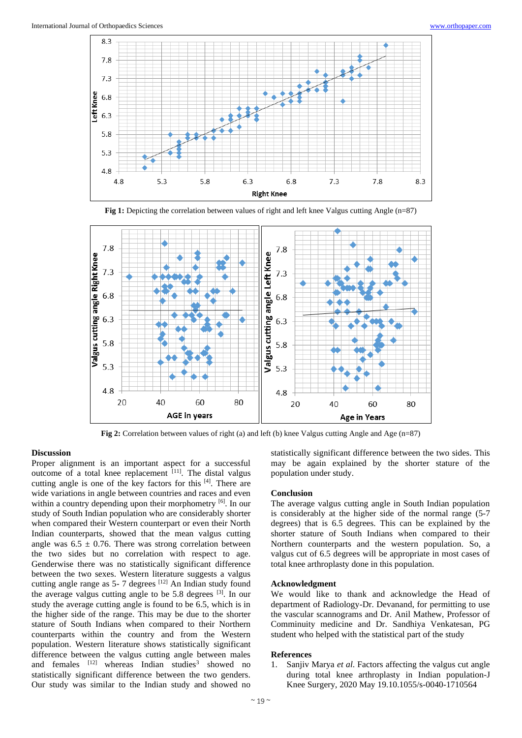Fig 1: Depicting the correlation between values of right and left knee Valgus cutting Angle (n=87)

Fig 2: Correlation between values of right (a) and left (b) knee Valgus cutting Angle and Age (n=87)

## Discussion

Proper alignment is an important aspect for a successful outcome of a total knee replacement [11]. The distal valgus cutting angle is one of the key factors for this [4]. There are wide variations in angle between countries and races and even within a country depending upon their morphometry [6]. In our study of South Indian population who are considerably shorter when compared their Western counterpart or even their North Indian counterparts, showed that the mean valgus cutting angle was 6.5 ± 0.76. There was strong correlation between the two sides but no correlation with respect to age. Genderwise there was no statistically significant difference between the two sexes. Western literature suggests a valgus cutting angle range as 5- 7 degrees [12] An Indian study found the average valgus cutting angle to be 5.8 degrees [3]. In our study the average cutting angle is found to be 6.5, which is in the higher side of the range. This may be due to the shorter stature of South Indians when compared to their Northern counterparts within the country and from the Western population. Western literature shows statistically significant difference between the valgus cutting angle between males and females [12] whereas Indian studies[3] showed no statistically significant difference between the two genders. Our study was similar to the Indian study and showed no statistically significant difference between the two sides. This may be again explained by the shorter stature of the population under study.

## Conclusion

The average valgus cutting angle in South Indian population is considerably at the higher side of the normal range (5-7 degrees) that is 6.5 degrees. This can be explained by the shorter stature of South Indians when compared to their Northern counterparts and the western population. So, a valgus cut of 6.5 degrees will be appropriate in most cases of total knee arthroplasty done in this population.

## Acknowledgment

We would like to thank and acknowledge the Head of department of Radiology-Dr. Devanand, for permitting to use the vascular scannograms and Dr. Anil Mathew, Professor of Comminuity medicine and Dr. Sandhiya Venkatesan, PG student who helped with the statistical part of the study

## References

1. Sanjiv Marya *et al.* Factors affecting the valgus cut angle during total knee arthroplasty in Indian population-J Knee Surgery, 2020 May 19.10.1055/s-0040-1710564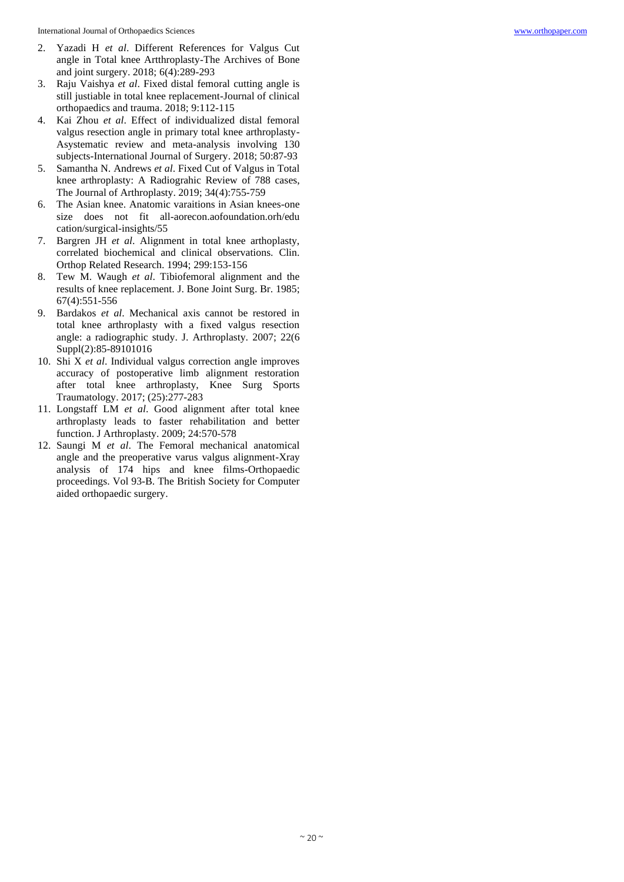2. Yazadi H *et al*. Different References for Valgus Cut angle in Total knee Artthroplasty-The Archives of Bone and joint surgery. 2018; 6(4):289-293
3. Raju Vaishya *et al*. Fixed distal femoral cutting angle is still justiable in total knee replacement-Journal of clinical orthopaedics and trauma. 2018; 9:112-115
4. Kai Zhou *et al*. Effect of individualized distal femoral valgus resection angle in primary total knee arthroplasty-Asystematic review and meta-analysis involving 130 subjects-International Journal of Surgery. 2018; 50:87-93
5. Samantha N. Andrews *et al*. Fixed Cut of Valgus in Total knee arthroplasty: A Radiograhic Review of 788 cases, The Journal of Arthroplasty. 2019; 34(4):755-759
6. The Asian knee. Anatomic varaitions in Asian knees-one size does not fit all-aorecon.aofoundation.orh/education/surgical-insights/55
7. Bargren JH *et al*. Alignment in total knee arthoplasty, correlated biochemical and clinical observations. Clin. Orthop Related Research. 1994; 299:153-156
8. Tew M. Waugh *et al*. Tibiofemoral alignment and the results of knee replacement. J. Bone Joint Surg. Br. 1985; 67(4):551-556
9. Bardakos *et al*. Mechanical axis cannot be restored in total knee arthroplasty with a fixed valgus resection angle: a radiographic study. J. Arthroplasty. 2007; 22(6 Suppl(2):85-89101016
10. Shi X *et al*. Individual valgus correction angle improves accuracy of postoperative limb alignment restoration after total knee arthroplasty, Knee Surg Sports Traumatology. 2017; (25):277-283
11. Longstaff LM *et al*. Good alignment after total knee arthroplasty leads to faster rehabilitation and better function. J Arthroplasty. 2009; 24:570-578
12. Saungi M *et al*. The Femoral mechanical anatomical angle and the preoperative varus valgus alignment-Xray analysis of 174 hips and knee films-Orthopaedic proceedings. Vol 93-B. The British Society for Computer aided orthopaedic surgery.